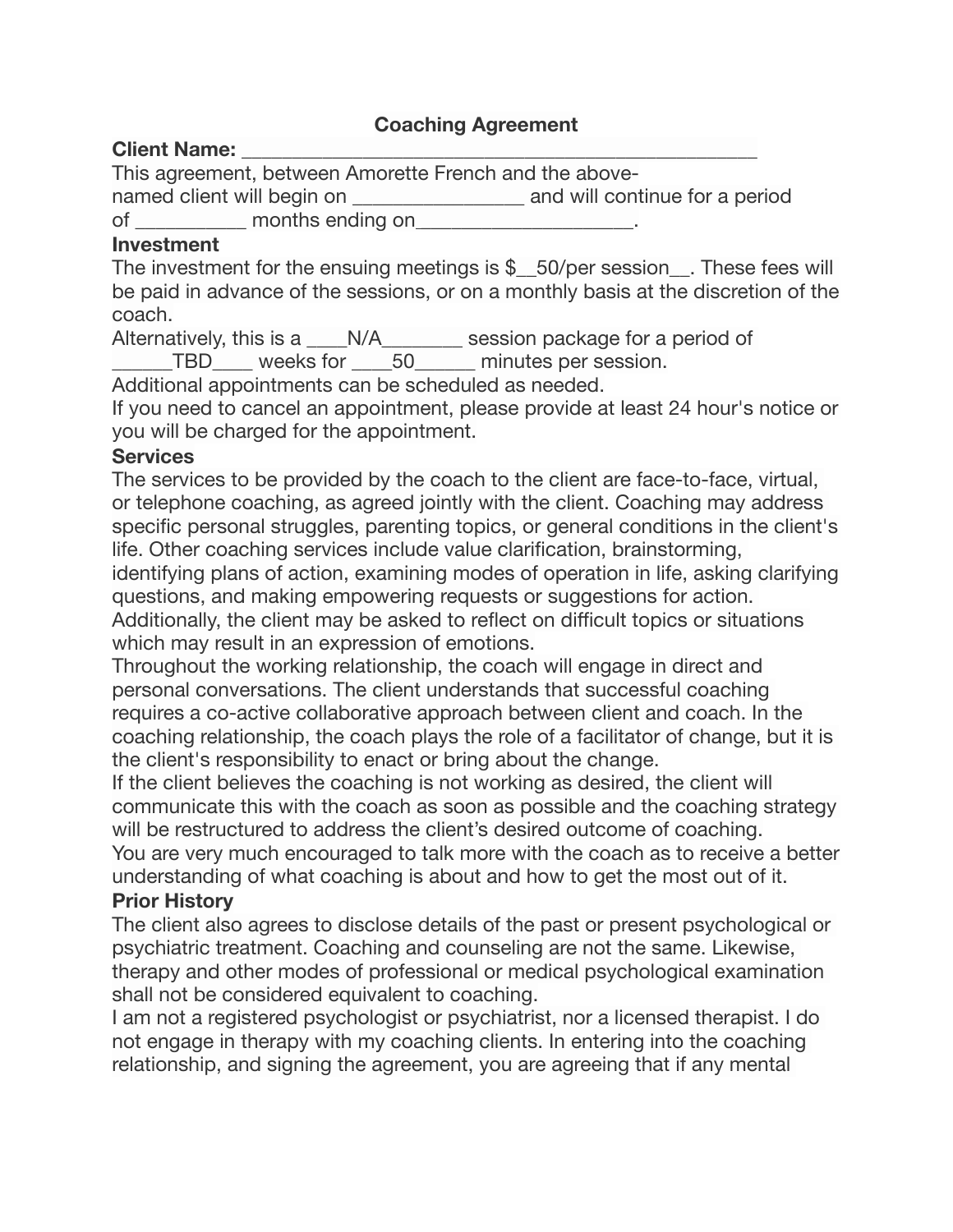# Coaching Agreement

**Client Name:** ____________________________________________________

This agreement, between Amorette French and the above-named client will begin on ________________ and will continue for a period of __________ months ending on____________________.

**Investment**

The investment for the ensuing meetings is $__50/per session__. These fees will be paid in advance of the sessions, or on a monthly basis at the discretion of the coach.

Alternatively, this is a ____N/A________ session package for a period of ______TBD____ weeks for ____50______ minutes per session.

Additional appointments can be scheduled as needed.

If you need to cancel an appointment, please provide at least 24 hour's notice or you will be charged for the appointment.

**Services**

The services to be provided by the coach to the client are face-to-face, virtual, or telephone coaching, as agreed jointly with the client. Coaching may address specific personal struggles, parenting topics, or general conditions in the client's life. Other coaching services include value clarification, brainstorming, identifying plans of action, examining modes of operation in life, asking clarifying questions, and making empowering requests or suggestions for action. Additionally, the client may be asked to reflect on difficult topics or situations which may result in an expression of emotions.

Throughout the working relationship, the coach will engage in direct and personal conversations. The client understands that successful coaching requires a co-active collaborative approach between client and coach. In the coaching relationship, the coach plays the role of a facilitator of change, but it is the client's responsibility to enact or bring about the change.

If the client believes the coaching is not working as desired, the client will communicate this with the coach as soon as possible and the coaching strategy will be restructured to address the client's desired outcome of coaching.

You are very much encouraged to talk more with the coach as to receive a better understanding of what coaching is about and how to get the most out of it.

**Prior History**

The client also agrees to disclose details of the past or present psychological or psychiatric treatment. Coaching and counseling are not the same. Likewise, therapy and other modes of professional or medical psychological examination shall not be considered equivalent to coaching.

I am not a registered psychologist or psychiatrist, nor a licensed therapist. I do not engage in therapy with my coaching clients. In entering into the coaching relationship, and signing the agreement, you are agreeing that if any mental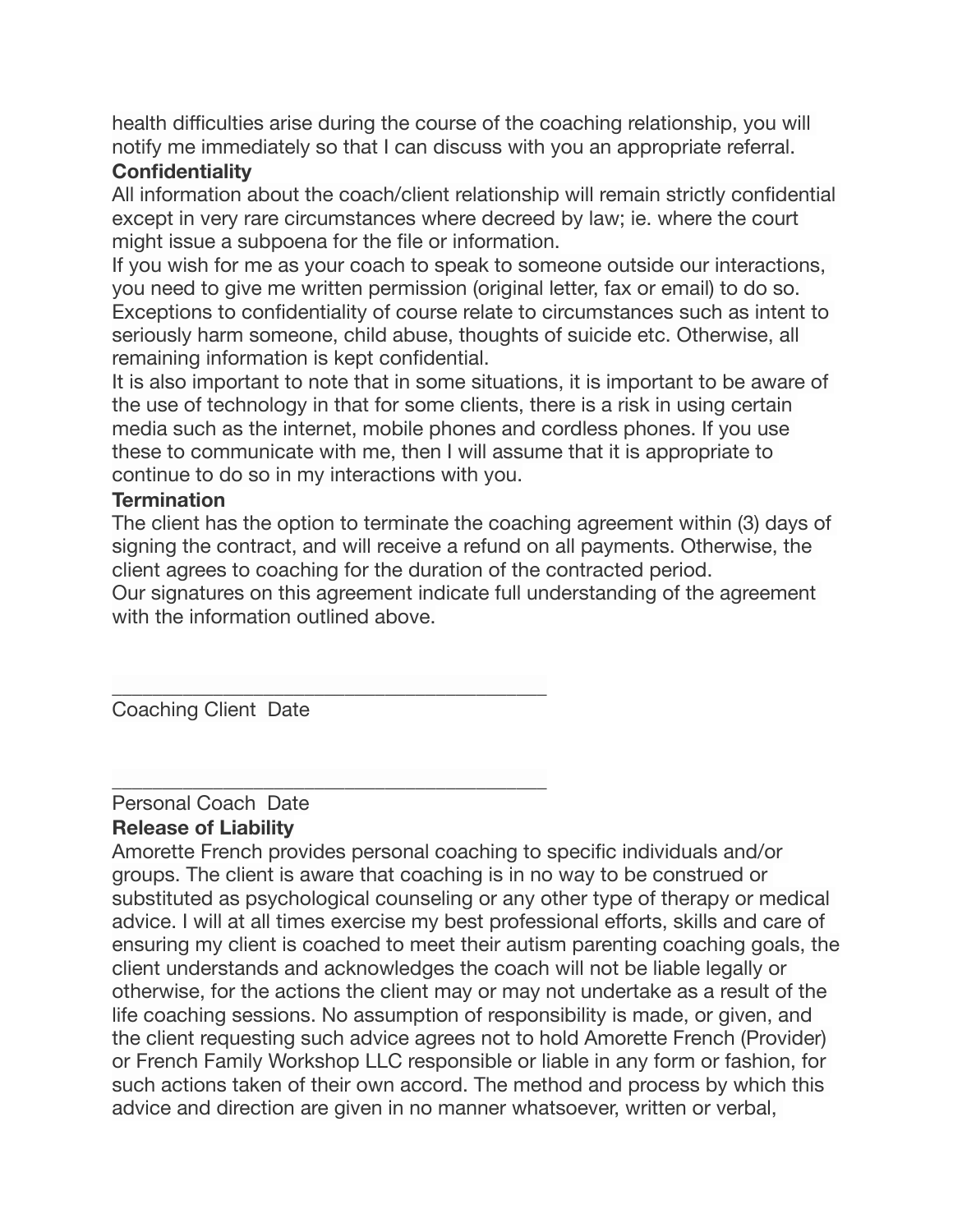health difficulties arise during the course of the coaching relationship, you will notify me immediately so that I can discuss with you an appropriate referral.

**Confidentiality**

All information about the coach/client relationship will remain strictly confidential except in very rare circumstances where decreed by law; ie. where the court might issue a subpoena for the file or information.

If you wish for me as your coach to speak to someone outside our interactions, you need to give me written permission (original letter, fax or email) to do so. Exceptions to confidentiality of course relate to circumstances such as intent to seriously harm someone, child abuse, thoughts of suicide etc. Otherwise, all remaining information is kept confidential.

It is also important to note that in some situations, it is important to be aware of the use of technology in that for some clients, there is a risk in using certain media such as the internet, mobile phones and cordless phones. If you use these to communicate with me, then I will assume that it is appropriate to continue to do so in my interactions with you.

**Termination**

The client has the option to terminate the coaching agreement within (3) days of signing the contract, and will receive a refund on all payments. Otherwise, the client agrees to coaching for the duration of the contracted period.

Our signatures on this agreement indicate full understanding of the agreement with the information outlined above.

\_\_\_\_\_\_\_\_\_\_\_\_\_\_\_\_\_\_\_\_\_\_\_\_\_\_\_\_\_\_\_\_\_\_\_\_\_\_\_\_\_\_\_

Coaching Client  Date

\_\_\_\_\_\_\_\_\_\_\_\_\_\_\_\_\_\_\_\_\_\_\_\_\_\_\_\_\_\_\_\_\_\_\_\_\_\_\_\_\_\_\_

Personal Coach  Date

**Release of Liability**

Amorette French provides personal coaching to specific individuals and/or groups. The client is aware that coaching is in no way to be construed or substituted as psychological counseling or any other type of therapy or medical advice. I will at all times exercise my best professional efforts, skills and care of ensuring my client is coached to meet their autism parenting coaching goals, the client understands and acknowledges the coach will not be liable legally or otherwise, for the actions the client may or may not undertake as a result of the life coaching sessions. No assumption of responsibility is made, or given, and the client requesting such advice agrees not to hold Amorette French (Provider) or French Family Workshop LLC responsible or liable in any form or fashion, for such actions taken of their own accord. The method and process by which this advice and direction are given in no manner whatsoever, written or verbal,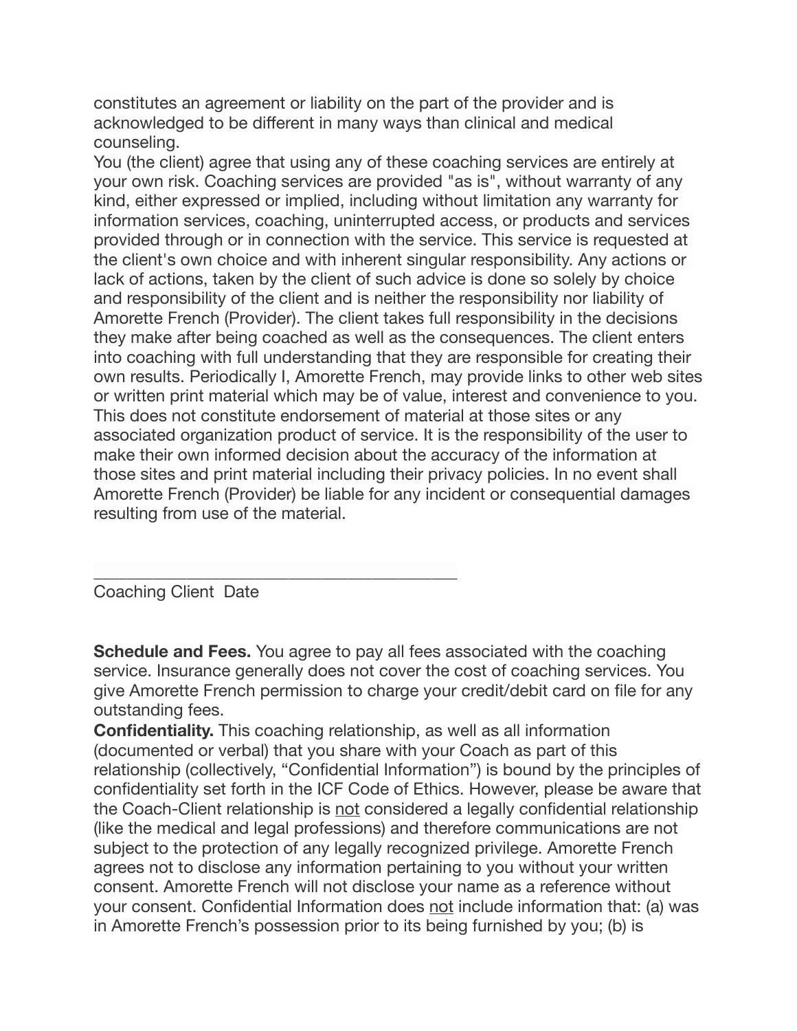constitutes an agreement or liability on the part of the provider and is acknowledged to be different in many ways than clinical and medical counseling.

You (the client) agree that using any of these coaching services are entirely at your own risk. Coaching services are provided "as is", without warranty of any kind, either expressed or implied, including without limitation any warranty for information services, coaching, uninterrupted access, or products and services provided through or in connection with the service. This service is requested at the client's own choice and with inherent singular responsibility. Any actions or lack of actions, taken by the client of such advice is done so solely by choice and responsibility of the client and is neither the responsibility nor liability of Amorette French (Provider). The client takes full responsibility in the decisions they make after being coached as well as the consequences. The client enters into coaching with full understanding that they are responsible for creating their own results. Periodically I, Amorette French, may provide links to other web sites or written print material which may be of value, interest and convenience to you. This does not constitute endorsement of material at those sites or any associated organization product of service. It is the responsibility of the user to make their own informed decision about the accuracy of the information at those sites and print material including their privacy policies. In no event shall Amorette French (Provider) be liable for any incident or consequential damages resulting from use of the material.

\_\_\_\_\_\_\_\_\_\_\_\_\_\_\_\_\_\_\_\_\_\_\_\_\_\_\_\_\_\_\_\_\_\_\_\_\_\_\_\_\_\_

Coaching Client  Date

**Schedule and Fees.** You agree to pay all fees associated with the coaching service. Insurance generally does not cover the cost of coaching services. You give Amorette French permission to charge your credit/debit card on file for any outstanding fees.

**Confidentiality.** This coaching relationship, as well as all information (documented or verbal) that you share with your Coach as part of this relationship (collectively, "Confidential Information") is bound by the principles of confidentiality set forth in the ICF Code of Ethics. However, please be aware that the Coach-Client relationship is <u>not</u> considered a legally confidential relationship (like the medical and legal professions) and therefore communications are not subject to the protection of any legally recognized privilege. Amorette French agrees not to disclose any information pertaining to you without your written consent. Amorette French will not disclose your name as a reference without your consent. Confidential Information does <u>not</u> include information that: (a) was in Amorette French's possession prior to its being furnished by you; (b) is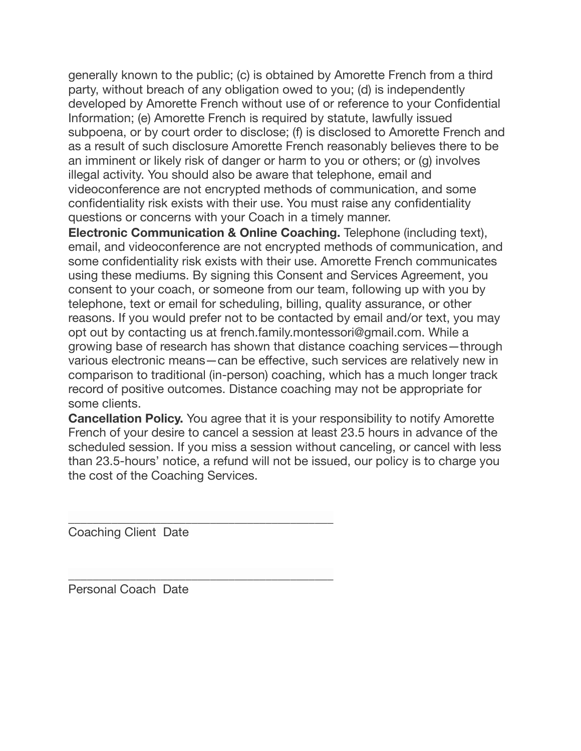generally known to the public; (c) is obtained by Amorette French from a third party, without breach of any obligation owed to you; (d) is independently developed by Amorette French without use of or reference to your Confidential Information; (e) Amorette French is required by statute, lawfully issued subpoena, or by court order to disclose; (f) is disclosed to Amorette French and as a result of such disclosure Amorette French reasonably believes there to be an imminent or likely risk of danger or harm to you or others; or (g) involves illegal activity. You should also be aware that telephone, email and videoconference are not encrypted methods of communication, and some confidentiality risk exists with their use. You must raise any confidentiality questions or concerns with your Coach in a timely manner.

**Electronic Communication & Online Coaching.** Telephone (including text), email, and videoconference are not encrypted methods of communication, and some confidentiality risk exists with their use. Amorette French communicates using these mediums. By signing this Consent and Services Agreement, you consent to your coach, or someone from our team, following up with you by telephone, text or email for scheduling, billing, quality assurance, or other reasons. If you would prefer not to be contacted by email and/or text, you may opt out by contacting us at french.family.montessori@gmail.com. While a growing base of research has shown that distance coaching services—through various electronic means—can be effective, such services are relatively new in comparison to traditional (in-person) coaching, which has a much longer track record of positive outcomes. Distance coaching may not be appropriate for some clients.

**Cancellation Policy.** You agree that it is your responsibility to notify Amorette French of your desire to cancel a session at least 23.5 hours in advance of the scheduled session. If you miss a session without canceling, or cancel with less than 23.5-hours' notice, a refund will not be issued, our policy is to charge you the cost of the Coaching Services.

\_\_\_\_\_\_\_\_\_\_\_\_\_\_\_\_\_\_\_\_\_\_\_\_\_\_\_\_\_\_\_\_\_\_\_\_\_\_\_\_\_\_

Coaching Client  Date

\_\_\_\_\_\_\_\_\_\_\_\_\_\_\_\_\_\_\_\_\_\_\_\_\_\_\_\_\_\_\_\_\_\_\_\_\_\_\_\_\_\_

Personal Coach  Date